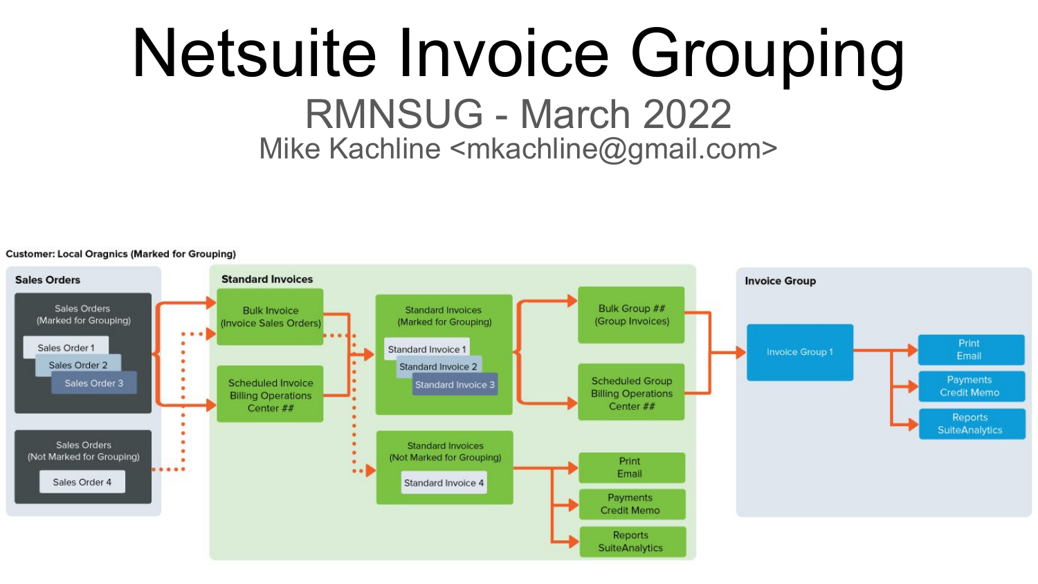# Netsuite Invoice Grouping

## RMNSUG - March 2022

Mike Kachline <mkachline@gmail.com>

**Customer: Local Oragnics (Marked for Grouping)**

**Sales Orders**

Sales Orders (Marked for Grouping)
- Sales Order 1
- Sales Order 2
- Sales Order 3

Sales Orders (Not Marked for Grouping)
- Sales Order 4

**Standard Invoices**

Bulk Invoice (Invoice Sales Orders)

Scheduled Invoice Billing Operations Center ##

Standard Invoices (Marked for Grouping)
- Standard Invoice 1
- Standard Invoice 2
- Standard Invoice 3

Bulk Group ## (Group Invoices)

Scheduled Group Billing Operations Center ##

Standard Invoices (Not Marked for Grouping)
- Standard Invoice 4

Print Email

Payments Credit Memo

Reports SuiteAnalytics

**Invoice Group**

Invoice Group 1

Print Email

Payments Credit Memo

Reports SuiteAnalytics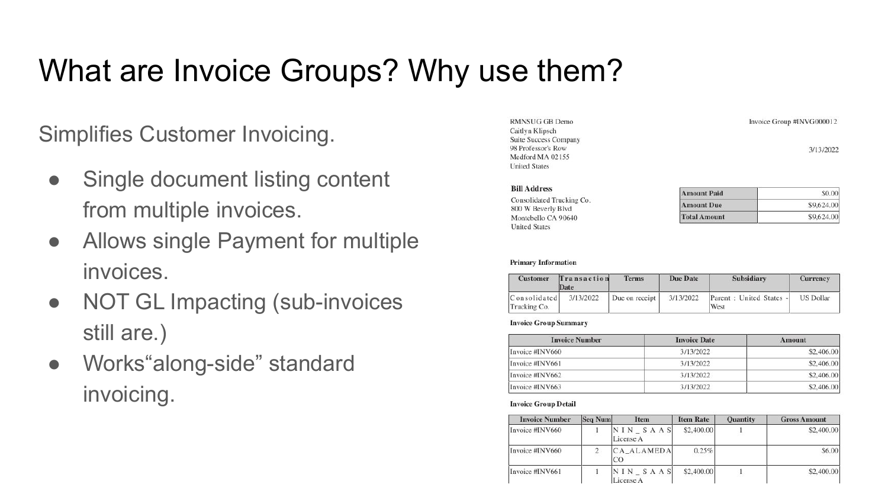# What are Invoice Groups? Why use them?

Simplifies Customer Invoicing.

- Single document listing content from multiple invoices.
- Allows single Payment for multiple invoices.
- NOT GL Impacting (sub-invoices still are.)
- Works“along-side” standard invoicing.

RMNSUG GB Demo
Caitlyn Klipsch
Suite Success Company
98 Professor's Row
Medford MA 02155
United States

Invoice Group #INVG000012

3/13/2022

**Bill Address**
Consolidated Trucking Co.
800 W Beverly Blvd
Montebello CA 90640
United States

| | |
|---|---|
| Amount Paid | $0.00 |
| Amount Due | $9,624.00 |
| Total Amount | $9,624.00 |

**Primary Information**

| Customer | Transaction Date | Terms | Due Date | Subsidiary | Currency |
|---|---|---|---|---|---|
| Consolidated Trucking Co. | 3/13/2022 | Due on receipt | 3/13/2022 | Parent : United States - West | US Dollar |

**Invoice Group Summary**

| Invoice Number | Invoice Date | Amount |
|---|---|---|
| Invoice #INV660 | 3/13/2022 | $2,406.00 |
| Invoice #INV661 | 3/13/2022 | $2,406.00 |
| Invoice #INV662 | 3/13/2022 | $2,406.00 |
| Invoice #INV663 | 3/13/2022 | $2,406.00 |

**Invoice Group Detail**

| Invoice Number | Seq Num | Item | Item Rate | Quantity | Gross Amount |
|---|---|---|---|---|---|
| Invoice #INV660 | 1 | NIN_SAAS License A | $2,400.00 | 1 | $2,400.00 |
| Invoice #INV660 | 2 | CA_ALAMEDA CO | 0.25% | | $6.00 |
| Invoice #INV661 | 1 | NIN_SAAS License A | $2,400.00 | 1 | $2,400.00 |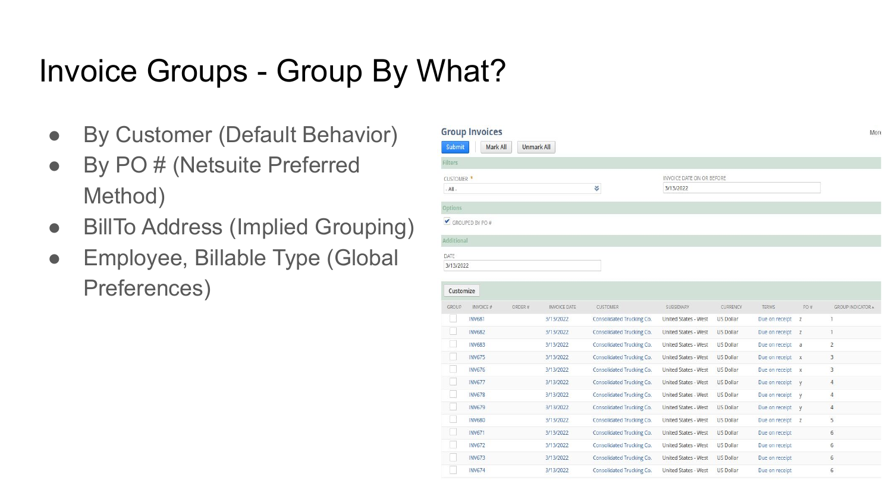# Invoice Groups - Group By What?

- By Customer (Default Behavior)
- By PO # (Netsuite Preferred Method)
- BillTo Address (Implied Grouping)
- Employee, Billable Type (Global Preferences)

**Group Invoices**

Submit | Mark All | Unmark All

More

**Filters**

CUSTOMER * : - All -

INVOICE DATE ON OR BEFORE: 3/13/2022

**Options**

☑ GROUPED BY PO #

**Additional**

DATE: 3/13/2022

Customize

| GROUP | INVOICE # | ORDER # | INVOICE DATE | CUSTOMER | SUBSIDIARY | CURRENCY | TERMS | PO # | GROUP INDICATOR ▲ |
|---|---|---|---|---|---|---|---|---|---|
| ☐ | INV681 | | 3/13/2022 | Consolidated Trucking Co. | United States - West | US Dollar | Due on receipt | z | 1 |
| ☐ | INV682 | | 3/13/2022 | Consolidated Trucking Co. | United States - West | US Dollar | Due on receipt | z | 1 |
| ☐ | INV683 | | 3/13/2022 | Consolidated Trucking Co. | United States - West | US Dollar | Due on receipt | a | 2 |
| ☐ | INV675 | | 3/13/2022 | Consolidated Trucking Co. | United States - West | US Dollar | Due on receipt | x | 3 |
| ☐ | INV676 | | 3/13/2022 | Consolidated Trucking Co. | United States - West | US Dollar | Due on receipt | x | 3 |
| ☐ | INV677 | | 3/13/2022 | Consolidated Trucking Co. | United States - West | US Dollar | Due on receipt | y | 4 |
| ☐ | INV678 | | 3/13/2022 | Consolidated Trucking Co. | United States - West | US Dollar | Due on receipt | y | 4 |
| ☐ | INV679 | | 3/13/2022 | Consolidated Trucking Co. | United States - West | US Dollar | Due on receipt | y | 4 |
| ☐ | INV680 | | 3/13/2022 | Consolidated Trucking Co. | United States - West | US Dollar | Due on receipt | z | 5 |
| ☐ | INV671 | | 3/13/2022 | Consolidated Trucking Co. | United States - West | US Dollar | Due on receipt | | 6 |
| ☐ | INV672 | | 3/13/2022 | Consolidated Trucking Co. | United States - West | US Dollar | Due on receipt | | 6 |
| ☐ | INV673 | | 3/13/2022 | Consolidated Trucking Co. | United States - West | US Dollar | Due on receipt | | 6 |
| ☐ | INV674 | | 3/13/2022 | Consolidated Trucking Co. | United States - West | US Dollar | Due on receipt | | 6 |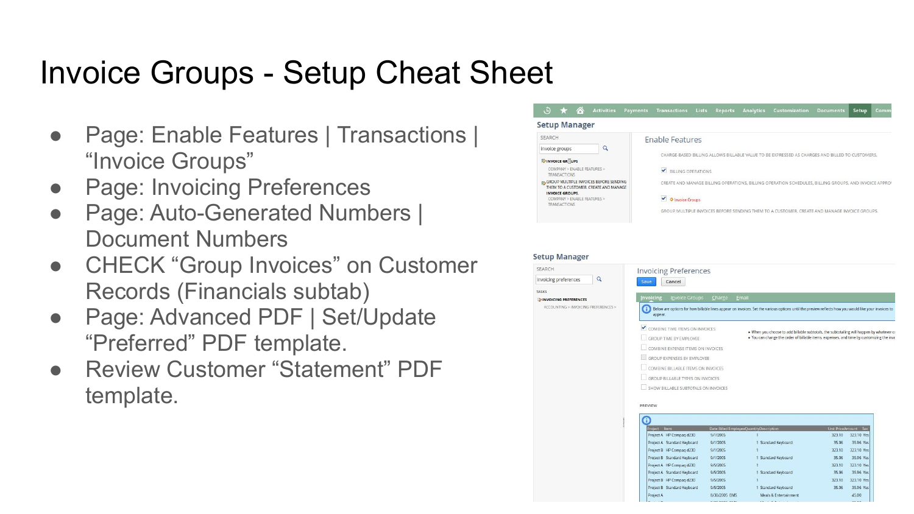# Invoice Groups - Setup Cheat Sheet

- Page: Enable Features | Transactions | “Invoice Groups”
- Page: Invoicing Preferences
- Page: Auto-Generated Numbers | Document Numbers
- CHECK “Group Invoices” on Customer Records (Financials subtab)
- Page: Advanced PDF | Set/Update “Preferred” PDF template.
- Review Customer “Statement” PDF template.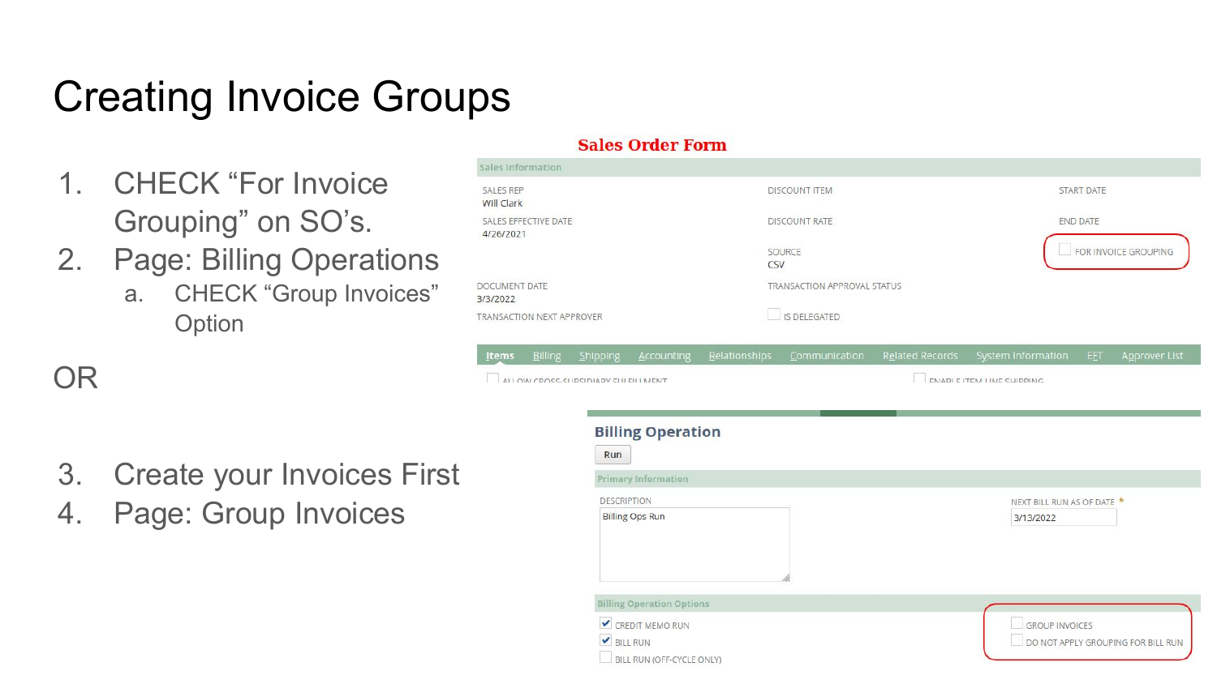# Creating Invoice Groups

1. CHECK "For Invoice Grouping" on SO's.
2. Page: Billing Operations
   a. CHECK "Group Invoices" Option

OR

3. Create your Invoices First
4. Page: Group Invoices

**Sales Order Form**

Sales Information

SALES REP
Will Clark

SALES EFFECTIVE DATE
4/26/2021

DISCOUNT ITEM

DISCOUNT RATE

SOURCE
CSV

START DATE

END DATE

FOR INVOICE GROUPING

DOCUMENT DATE
3/3/2022

TRANSACTION APPROVAL STATUS

TRANSACTION NEXT APPROVER

IS DELEGATED

Items | Billing | Shipping | Accounting | Relationships | Communication | Related Records | System Information | EFT | Approver List

ALLOW CROSS-SUBSIDIARY FULFILLMENT

ENABLE ITEM LINE SHIPPING

**Billing Operation**

Run

Primary Information

DESCRIPTION
Billing Ops Run

NEXT BILL RUN AS OF DATE *
3/13/2022

Billing Operation Options

- [x] CREDIT MEMO RUN
- [x] BILL RUN
- [ ] BILL RUN (OFF-CYCLE ONLY)
- [ ] GROUP INVOICES
- [ ] DO NOT APPLY GROUPING FOR BILL RUN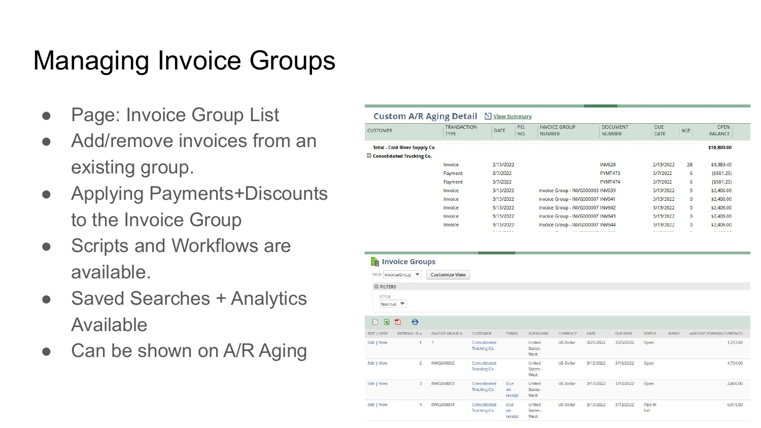# Managing Invoice Groups

- Page: Invoice Group List
- Add/remove invoices from an existing group.
- Applying Payments+Discounts to the Invoice Group
- Scripts and Workflows are available.
- Saved Searches + Analytics Available
- Can be shown on A/R Aging

**Custom A/R Aging Detail** View Summary

| CUSTOMER | TRANSACTION TYPE | DATE | P.O. NO. | INVOICE GROUP NUMBER | DOCUMENT NUMBER | DUE DATE | AGE | OPEN BALANCE |
|---|---|---|---|---|---|---|---|---|
| **Total - Cold River Supply Co.** | | | | | | | | **$10,800.00** |
| **Consolidated Trucking Co.** | | | | | | | | |
| | Invoice | 2/13/2022 | | | INV628 | 2/13/2022 | 28 | $9,383.40 |
| | Payment | 3/7/2022 | | | PYMT473 | 3/7/2022 | 6 | ($501.25) |
| | Payment | 3/7/2022 | | | PYMT474 | 3/7/2022 | 6 | ($501.25) |
| | Invoice | 3/13/2022 | | Invoice Group - INVG000003 | INV639 | 3/13/2022 | 0 | $2,406.00 |
| | Invoice | 3/13/2022 | | Invoice Group - INVG000007 | INV641 | 3/13/2022 | 0 | $2,406.00 |
| | Invoice | 3/13/2022 | | Invoice Group - INVG000007 | INV642 | 3/13/2022 | 0 | $2,406.00 |
| | Invoice | 3/13/2022 | | Invoice Group - INVG000007 | INV643 | 3/13/2022 | 0 | $2,406.00 |
| | Invoice | 3/13/2022 | | Invoice Group - INVG000007 | INV644 | 3/13/2022 | 0 | $2,406.00 |

**Invoice Groups**

VIEW InvoiceGroup | Customize View

FILTERS

STYLE Normal

| EDIT \| VIEW | INTERNAL ID | INVOICE GROUP # | CUSTOMER | TERMS | SUBSIDIARY | CURRENCY | DATE | DUE DATE | STATUS | MEMO | AMOUNT (FOREIGN CURRENCY) |
|---|---|---|---|---|---|---|---|---|---|---|---|
| Edit \| View | 1 | 1 | Consolidated Trucking Co. | | United States - West | US Dollar | 3/25/2022 | 3/25/2022 | Open | | 1,203.00 |
| Edit \| View | 2 | INVG000002 | Consolidated Trucking Co. | | United States - West | US Dollar | 3/13/2022 | 3/13/2022 | Open | | 4,794.00 |
| Edit \| View | 3 | INVG000003 | Consolidated Trucking Co. | Due on receipt | United States - West | US Dollar | 3/13/2022 | 3/13/2022 | Open | | 2,406.00 |
| Edit \| View | 4 | INVG000004 | Consolidated Trucking Co. | Due on receipt | United States - West | US Dollar | 3/13/2022 | 3/13/2022 | Paid In Full | | 6,015.00 |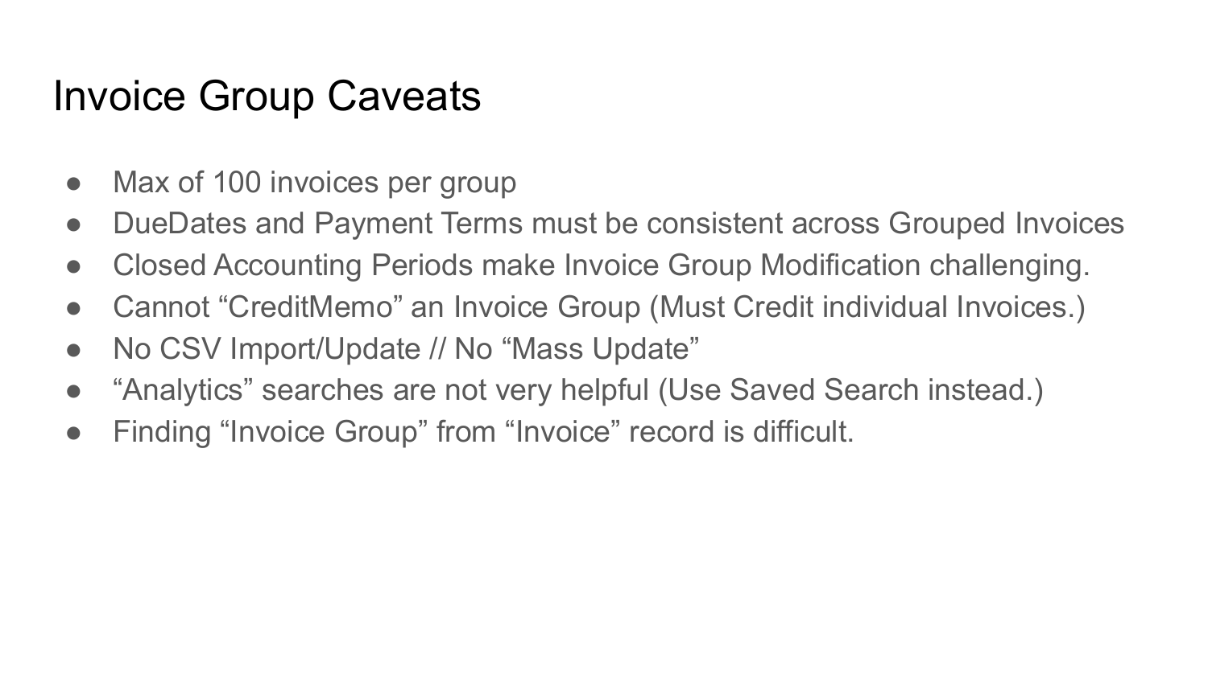# Invoice Group Caveats

- Max of 100 invoices per group
- DueDates and Payment Terms must be consistent across Grouped Invoices
- Closed Accounting Periods make Invoice Group Modification challenging.
- Cannot “CreditMemo” an Invoice Group (Must Credit individual Invoices.)
- No CSV Import/Update // No “Mass Update”
- “Analytics” searches are not very helpful (Use Saved Search instead.)
- Finding “Invoice Group” from “Invoice” record is difficult.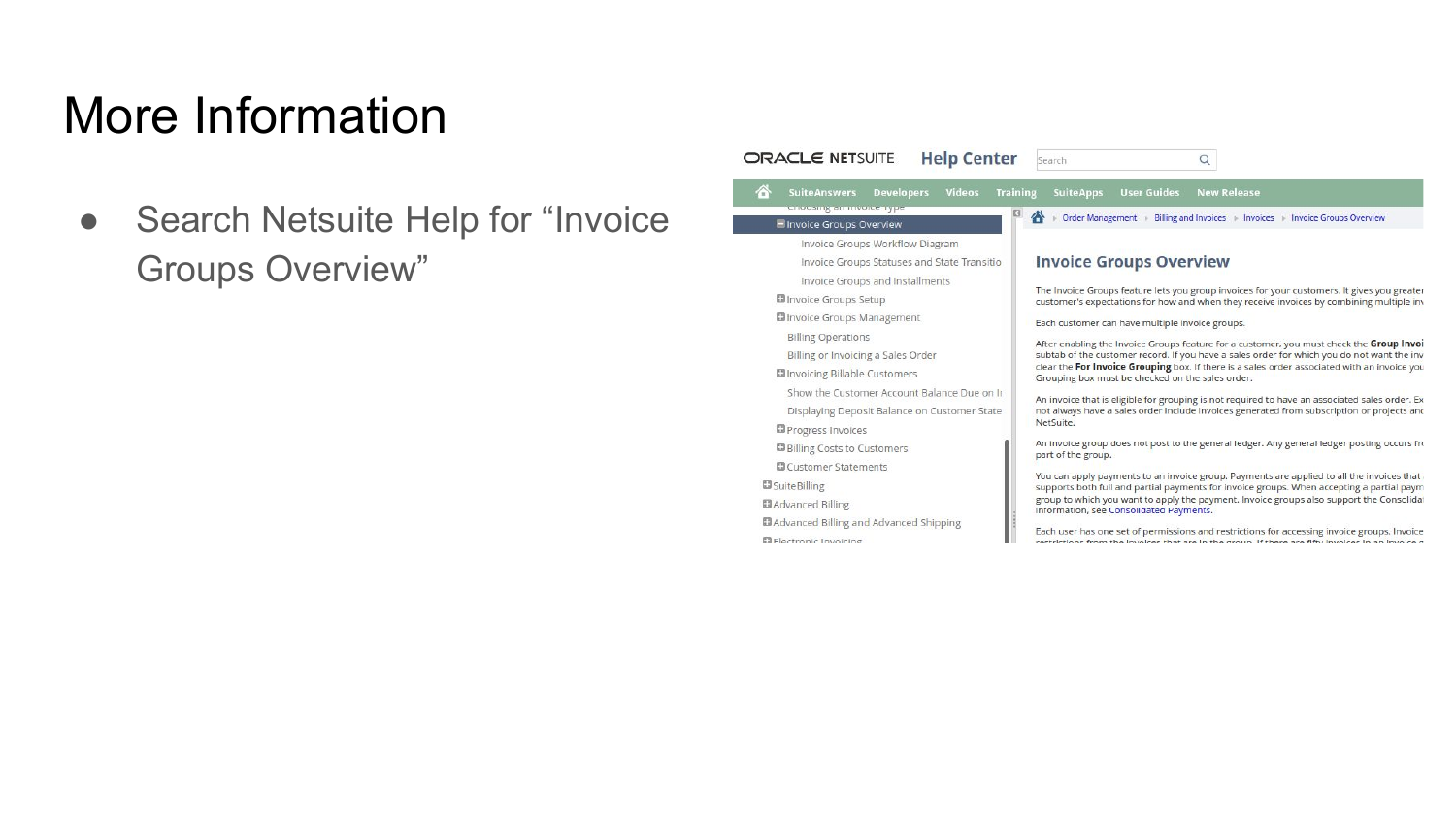# More Information

- Search Netsuite Help for “Invoice Groups Overview”